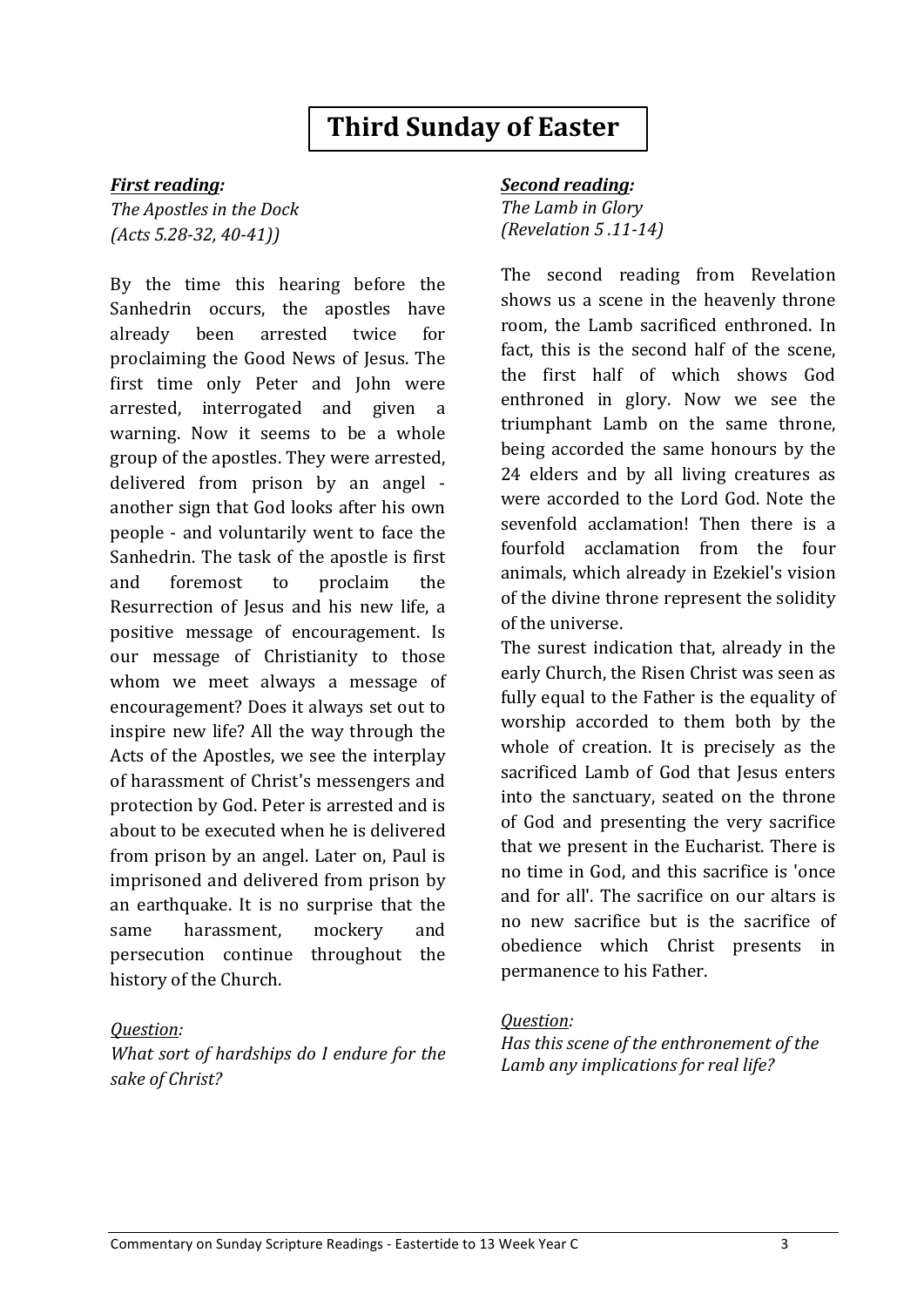# Third Sunday of Easter

***First reading:***

*The Apostles in the Dock*
*(Acts 5.28-32, 40-41))*

By the time this hearing before the Sanhedrin occurs, the apostles have already been arrested twice for proclaiming the Good News of Jesus. The first time only Peter and John were arrested, interrogated and given a warning. Now it seems to be a whole group of the apostles. They were arrested, delivered from prison by an angel - another sign that God looks after his own people - and voluntarily went to face the Sanhedrin. The task of the apostle is first and foremost to proclaim the Resurrection of Jesus and his new life, a positive message of encouragement. Is our message of Christianity to those whom we meet always a message of encouragement? Does it always set out to inspire new life? All the way through the Acts of the Apostles, we see the interplay of harassment of Christ's messengers and protection by God. Peter is arrested and is about to be executed when he is delivered from prison by an angel. Later on, Paul is imprisoned and delivered from prison by an earthquake. It is no surprise that the same harassment, mockery and persecution continue throughout the history of the Church.

*Question:*
*What sort of hardships do I endure for the sake of Christ?*

***Second reading:***

*The Lamb in Glory*
*(Revelation 5 .11-14)*

The second reading from Revelation shows us a scene in the heavenly throne room, the Lamb sacrificed enthroned. In fact, this is the second half of the scene, the first half of which shows God enthroned in glory. Now we see the triumphant Lamb on the same throne, being accorded the same honours by the 24 elders and by all living creatures as were accorded to the Lord God. Note the sevenfold acclamation! Then there is a fourfold acclamation from the four animals, which already in Ezekiel's vision of the divine throne represent the solidity of the universe.

The surest indication that, already in the early Church, the Risen Christ was seen as fully equal to the Father is the equality of worship accorded to them both by the whole of creation. It is precisely as the sacrificed Lamb of God that Jesus enters into the sanctuary, seated on the throne of God and presenting the very sacrifice that we present in the Eucharist. There is no time in God, and this sacrifice is 'once and for all'. The sacrifice on our altars is no new sacrifice but is the sacrifice of obedience which Christ presents in permanence to his Father.

*Question:*
*Has this scene of the enthronement of the Lamb any implications for real life?*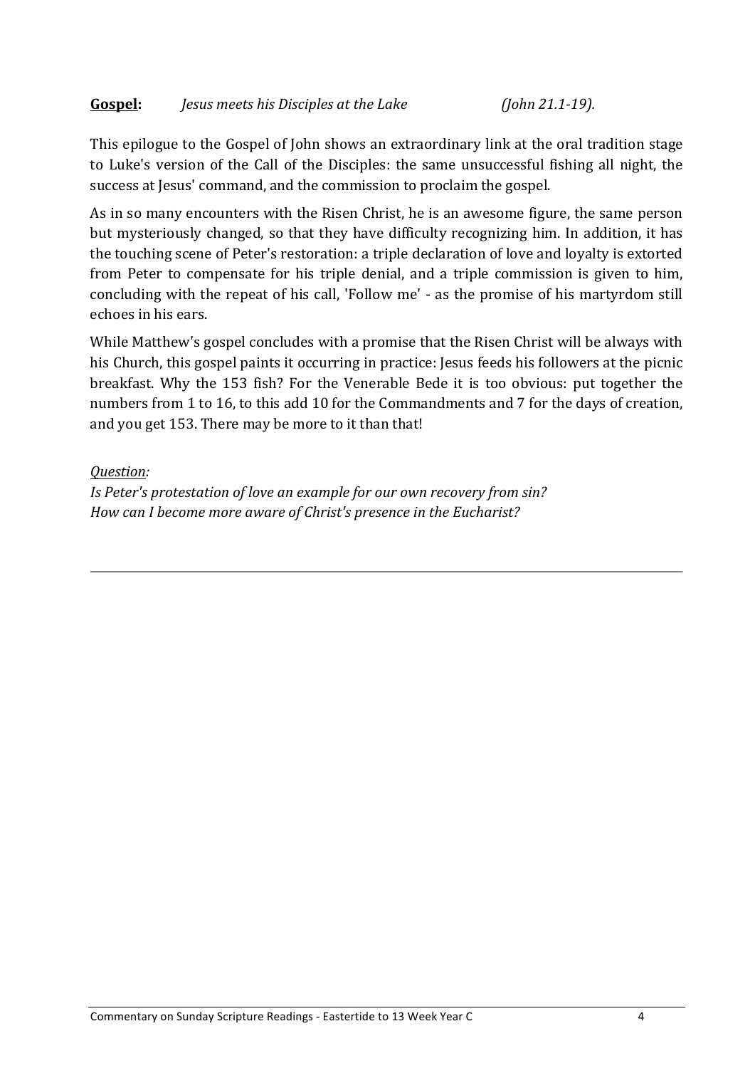**<u>Gospel</u>:** *Jesus meets his Disciples at the Lake* *(John 21.1-19).*

This epilogue to the Gospel of John shows an extraordinary link at the oral tradition stage to Luke's version of the Call of the Disciples: the same unsuccessful fishing all night, the success at Jesus' command, and the commission to proclaim the gospel.

As in so many encounters with the Risen Christ, he is an awesome figure, the same person but mysteriously changed, so that they have difficulty recognizing him. In addition, it has the touching scene of Peter's restoration: a triple declaration of love and loyalty is extorted from Peter to compensate for his triple denial, and a triple commission is given to him, concluding with the repeat of his call, 'Follow me' - as the promise of his martyrdom still echoes in his ears.

While Matthew's gospel concludes with a promise that the Risen Christ will be always with his Church, this gospel paints it occurring in practice: Jesus feeds his followers at the picnic breakfast. Why the 153 fish? For the Venerable Bede it is too obvious: put together the numbers from 1 to 16, to this add 10 for the Commandments and 7 for the days of creation, and you get 153. There may be more to it than that!

*<u>Question:</u>*
*Is Peter's protestation of love an example for our own recovery from sin?*
*How can I become more aware of Christ's presence in the Eucharist?*

---